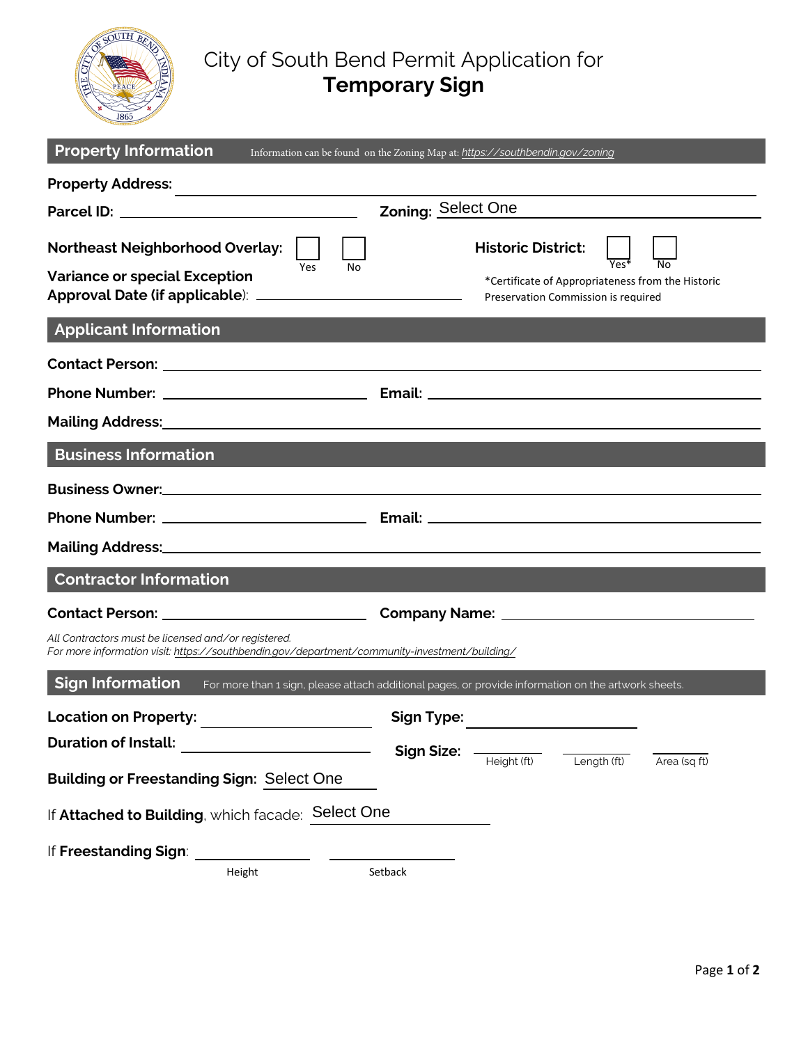# City of South Bend Permit Application for **Temporary Sign**

## Property Information

Information can be found on the Zoning Map at: *https://southbendin.gov/zoning*

**Property Address:** ______________________________

**Parcel ID:** ______________________ **Zoning:** Select One

**Northeast Neighborhood Overlay:** ☐ Yes ☐ No

**Historic District:** ☐ Yes* ☐ No

*Certificate of Appropriateness from the Historic Preservation Commission is required

**Variance or special Exception Approval Date (if applicable):** ______________________

## Applicant Information

**Contact Person:** ______________________________

**Phone Number:** ______________________ **Email:** ______________________

**Mailing Address:** ______________________________

## Business Information

**Business Owner:** ______________________________

**Phone Number:** ______________________ **Email:** ______________________

**Mailing Address:** ______________________________

## Contractor Information

**Contact Person:** ______________________ **Company Name:** ______________________

*All Contractors must be licensed and/or registered.*
*For more information visit: https://southbendin.gov/department/community-investment/building/*

## Sign Information

For more than 1 sign, please attach additional pages, or provide information on the artwork sheets.

**Location on Property:** ______________________ **Sign Type:** ______________________

**Duration of Install:** ______________________

**Sign Size:** ________ Height (ft) ________ Length (ft) ________ Area (sq ft)

**Building or Freestanding Sign:** Select One

If **Attached to Building**, which facade: Select One

If **Freestanding Sign**: ________ Height ________ Setback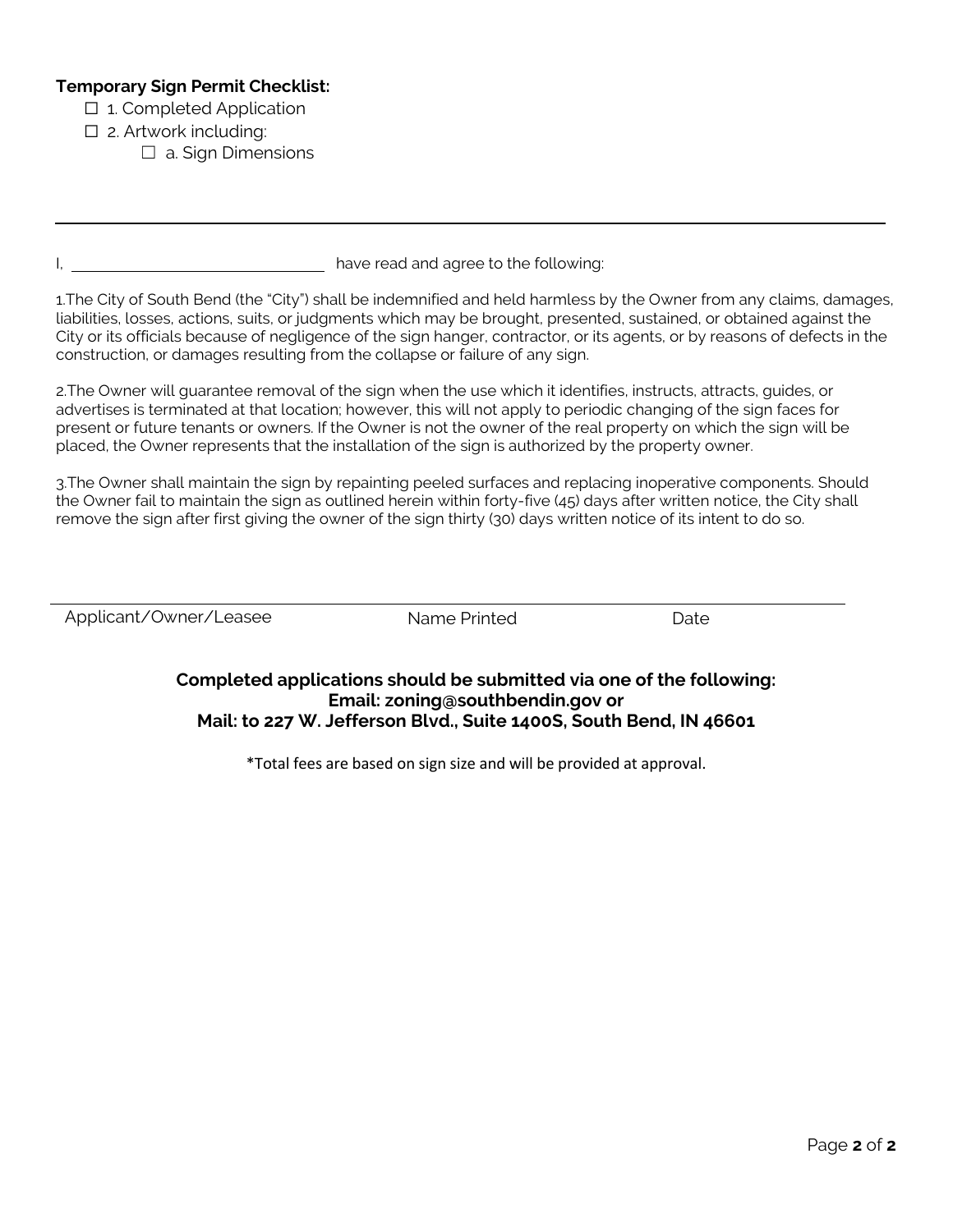**Temporary Sign Permit Checklist:**

- ☐ 1. Completed Application
- ☐ 2. Artwork including:
  - ☐ a. Sign Dimensions

---

I, ______________________________ have read and agree to the following:

1.The City of South Bend (the "City") shall be indemnified and held harmless by the Owner from any claims, damages, liabilities, losses, actions, suits, or judgments which may be brought, presented, sustained, or obtained against the City or its officials because of negligence of the sign hanger, contractor, or its agents, or by reasons of defects in the construction, or damages resulting from the collapse or failure of any sign.

2.The Owner will guarantee removal of the sign when the use which it identifies, instructs, attracts, guides, or advertises is terminated at that location; however, this will not apply to periodic changing of the sign faces for present or future tenants or owners. If the Owner is not the owner of the real property on which the sign will be placed, the Owner represents that the installation of the sign is authorized by the property owner.

3.The Owner shall maintain the sign by repainting peeled surfaces and replacing inoperative components. Should the Owner fail to maintain the sign as outlined herein within forty-five (45) days after written notice, the City shall remove the sign after first giving the owner of the sign thirty (30) days written notice of its intent to do so.

______________________________________________________________

Applicant/Owner/Leasee Name Printed Date

**Completed applications should be submitted via one of the following:**
**Email: zoning@southbendin.gov or**
**Mail: to 227 W. Jefferson Blvd., Suite 1400S, South Bend, IN 46601**

*Total fees are based on sign size and will be provided at approval.